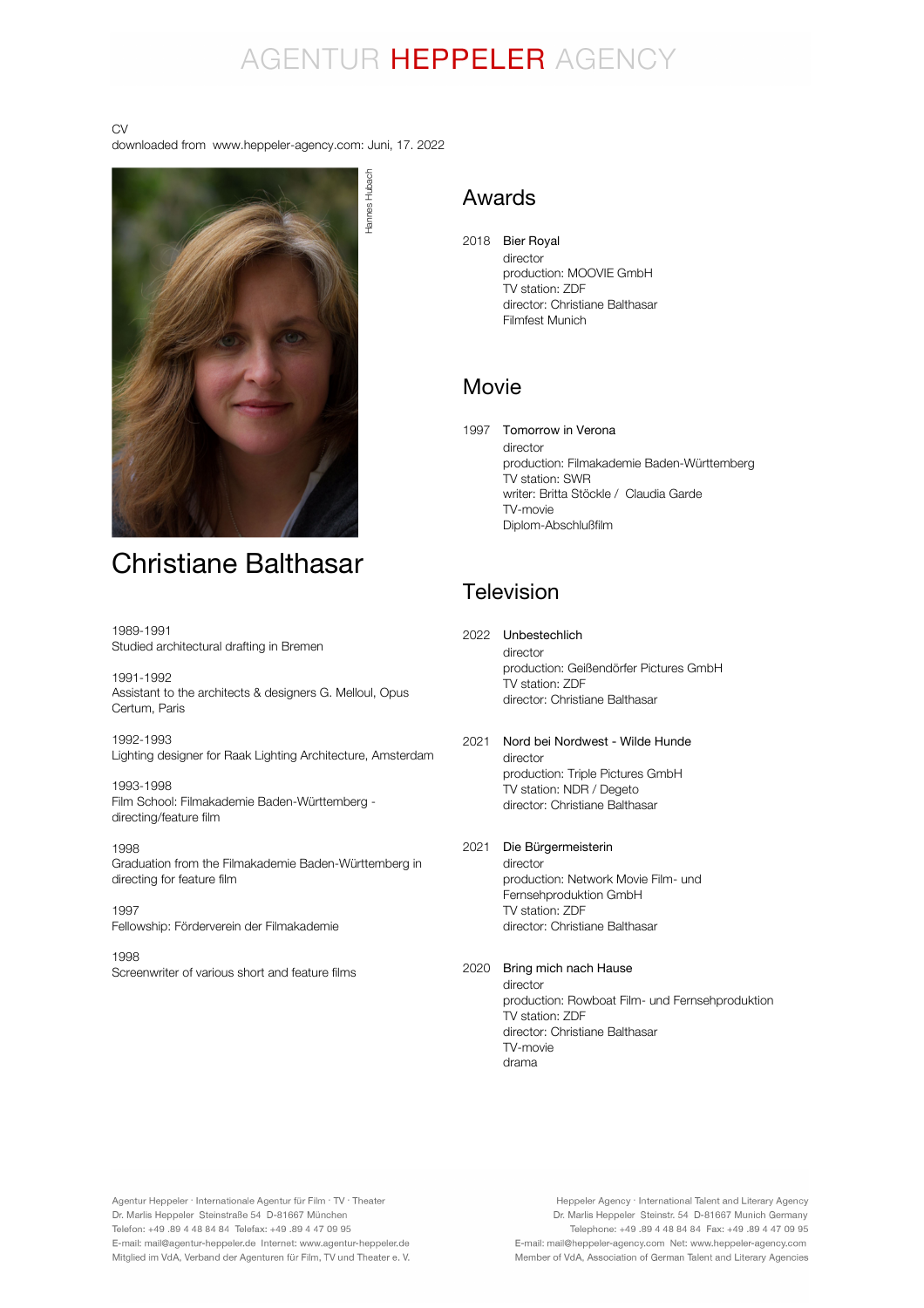AGENTUR HEPPELER AGENCY

CV
downloaded from www.heppeler-agency.com: Juni, 17. 2022

Hannes Hubach

# Christiane Balthasar

1989-1991
Studied architectural drafting in Bremen

1991-1992
Assistant to the architects & designers G. Melloul, Opus Certum, Paris

1992-1993
Lighting designer for Raak Lighting Architecture, Amsterdam

1993-1998
Film School: Filmakademie Baden-Württemberg - directing/feature film

1998
Graduation from the Filmakademie Baden-Württemberg in directing for feature film

1997
Fellowship: Förderverein der Filmakademie

1998
Screenwriter of various short and feature films

## Awards

2018 Bier Royal
director
production: MOOVIE GmbH
TV station: ZDF
director: Christiane Balthasar
Filmfest Munich

## Movie

1997 Tomorrow in Verona
director
production: Filmakademie Baden-Württemberg
TV station: SWR
writer: Britta Stöckle / Claudia Garde
TV-movie
Diplom-Abschlußfilm

## Television

2022 Unbestechlich
director
production: Geißendörfer Pictures GmbH
TV station: ZDF
director: Christiane Balthasar

2021 Nord bei Nordwest - Wilde Hunde
director
production: Triple Pictures GmbH
TV station: NDR / Degeto
director: Christiane Balthasar

2021 Die Bürgermeisterin
director
production: Network Movie Film- und Fernsehproduktion GmbH
TV station: ZDF
director: Christiane Balthasar

2020 Bring mich nach Hause
director
production: Rowboat Film- und Fernsehproduktion
TV station: ZDF
director: Christiane Balthasar
TV-movie
drama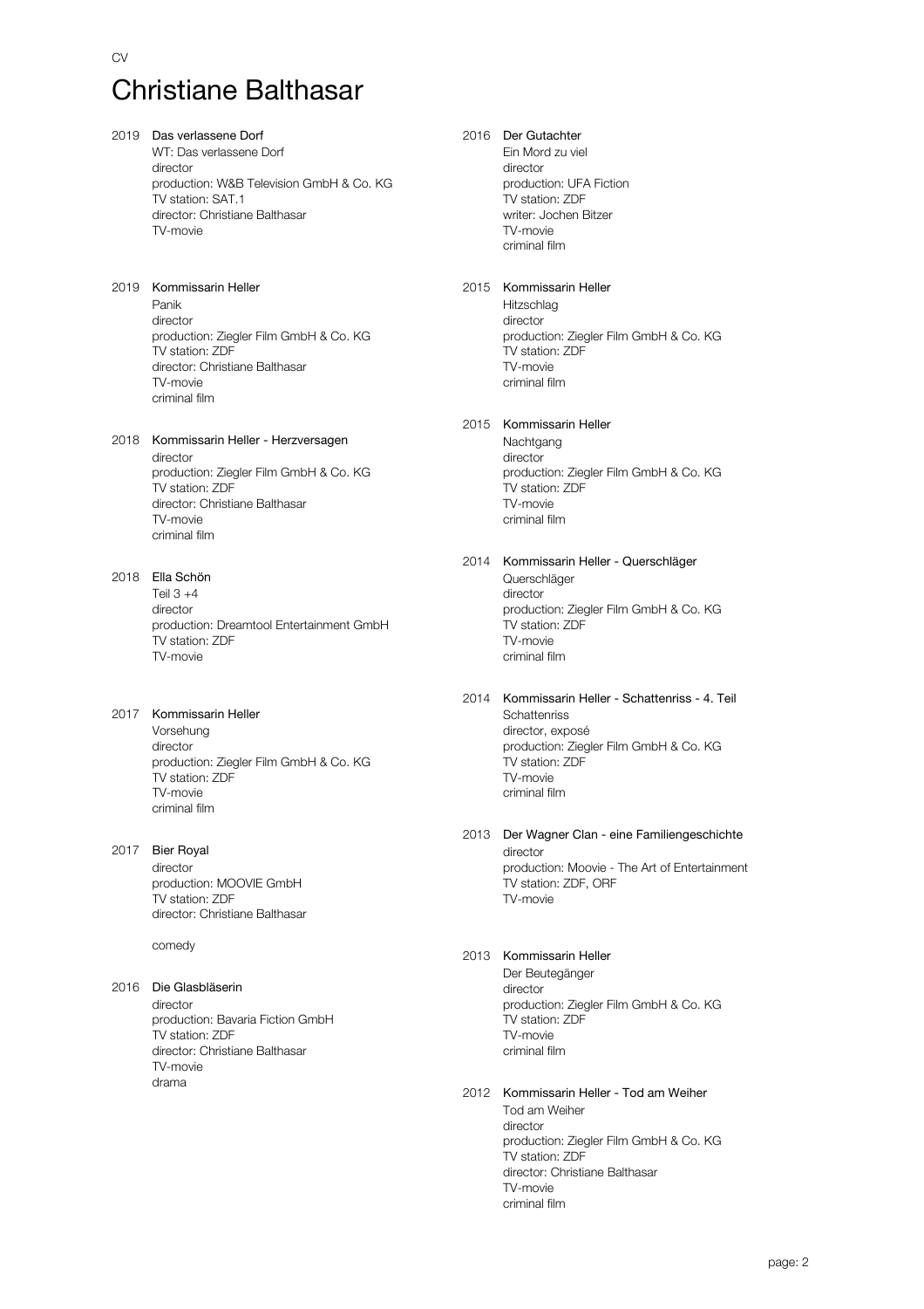CV

# Christiane Balthasar

**2019 Das verlassene Dorf**
WT: Das verlassene Dorf
director
production: W&B Television GmbH & Co. KG
TV station: SAT.1
director: Christiane Balthasar
TV-movie

**2019 Kommissarin Heller**
Panik
director
production: Ziegler Film GmbH & Co. KG
TV station: ZDF
director: Christiane Balthasar
TV-movie
criminal film

**2018 Kommissarin Heller - Herzversagen**
director
production: Ziegler Film GmbH & Co. KG
TV station: ZDF
director: Christiane Balthasar
TV-movie
criminal film

**2018 Ella Schön**
Teil 3 +4
director
production: Dreamtool Entertainment GmbH
TV station: ZDF
TV-movie

**2017 Kommissarin Heller**
Vorsehung
director
production: Ziegler Film GmbH & Co. KG
TV station: ZDF
TV-movie
criminal film

**2017 Bier Royal**
director
production: MOOVIE GmbH
TV station: ZDF
director: Christiane Balthasar

comedy

**2016 Die Glasbläserin**
director
production: Bavaria Fiction GmbH
TV station: ZDF
director: Christiane Balthasar
TV-movie
drama

**2016 Der Gutachter**
Ein Mord zu viel
director
production: UFA Fiction
TV station: ZDF
writer: Jochen Bitzer
TV-movie
criminal film

**2015 Kommissarin Heller**
Hitzschlag
director
production: Ziegler Film GmbH & Co. KG
TV station: ZDF
TV-movie
criminal film

**2015 Kommissarin Heller**
Nachtgang
director
production: Ziegler Film GmbH & Co. KG
TV station: ZDF
TV-movie
criminal film

**2014 Kommissarin Heller - Querschläger**
Querschläger
director
production: Ziegler Film GmbH & Co. KG
TV station: ZDF
TV-movie
criminal film

**2014 Kommissarin Heller - Schattenriss - 4. Teil**
Schattenriss
director, exposé
production: Ziegler Film GmbH & Co. KG
TV station: ZDF
TV-movie
criminal film

**2013 Der Wagner Clan - eine Familiengeschichte**
director
production: Moovie - The Art of Entertainment
TV station: ZDF, ORF
TV-movie

**2013 Kommissarin Heller**
Der Beutegänger
director
production: Ziegler Film GmbH & Co. KG
TV station: ZDF
TV-movie
criminal film

**2012 Kommissarin Heller - Tod am Weiher**
Tod am Weiher
director
production: Ziegler Film GmbH & Co. KG
TV station: ZDF
director: Christiane Balthasar
TV-movie
criminal film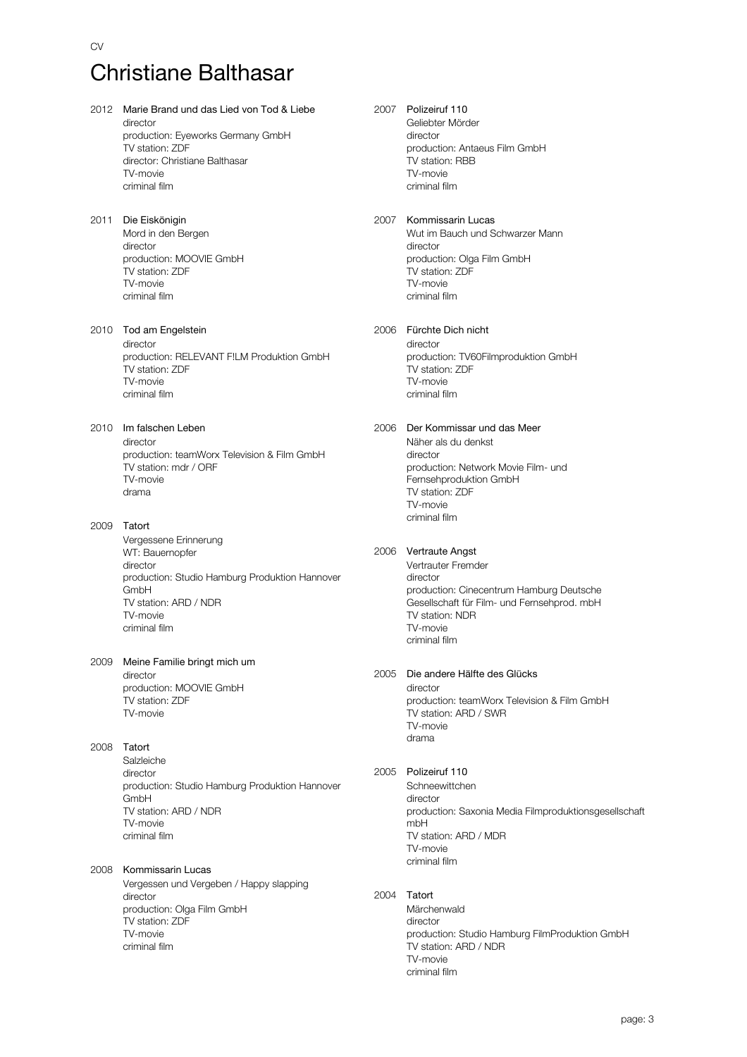CV

# Christiane Balthasar

2012 **Marie Brand und das Lied von Tod & Liebe**
director
production: Eyeworks Germany GmbH
TV station: ZDF
director: Christiane Balthasar
TV-movie
criminal film

2011 **Die Eiskönigin**
Mord in den Bergen
director
production: MOOVIE GmbH
TV station: ZDF
TV-movie
criminal film

2010 **Tod am Engelstein**
director
production: RELEVANT F!LM Produktion GmbH
TV station: ZDF
TV-movie
criminal film

2010 **Im falschen Leben**
director
production: teamWorx Television & Film GmbH
TV station: mdr / ORF
TV-movie
drama

2009 **Tatort**
Vergessene Erinnerung
WT: Bauernopfer
director
production: Studio Hamburg Produktion Hannover GmbH
TV station: ARD / NDR
TV-movie
criminal film

2009 **Meine Familie bringt mich um**
director
production: MOOVIE GmbH
TV station: ZDF
TV-movie

2008 **Tatort**
Salzleiche
director
production: Studio Hamburg Produktion Hannover GmbH
TV station: ARD / NDR
TV-movie
criminal film

2008 **Kommissarin Lucas**
Vergessen und Vergeben / Happy slapping
director
production: Olga Film GmbH
TV station: ZDF
TV-movie
criminal film

2007 **Polizeiruf 110**
Geliebter Mörder
director
production: Antaeus Film GmbH
TV station: RBB
TV-movie
criminal film

2007 **Kommissarin Lucas**
Wut im Bauch und Schwarzer Mann
director
production: Olga Film GmbH
TV station: ZDF
TV-movie
criminal film

2006 **Fürchte Dich nicht**
director
production: TV60Filmproduktion GmbH
TV station: ZDF
TV-movie
criminal film

2006 **Der Kommissar und das Meer**
Näher als du denkst
director
production: Network Movie Film- und Fernsehproduktion GmbH
TV station: ZDF
TV-movie
criminal film

2006 **Vertraute Angst**
Vertrauter Fremder
director
production: Cinecentrum Hamburg Deutsche Gesellschaft für Film- und Fernsehprod. mbH
TV station: NDR
TV-movie
criminal film

2005 **Die andere Hälfte des Glücks**
director
production: teamWorx Television & Film GmbH
TV station: ARD / SWR
TV-movie
drama

2005 **Polizeiruf 110**
Schneewittchen
director
production: Saxonia Media Filmproduktionsgesellschaft mbH
TV station: ARD / MDR
TV-movie
criminal film

2004 **Tatort**
Märchenwald
director
production: Studio Hamburg FilmProduktion GmbH
TV station: ARD / NDR
TV-movie
criminal film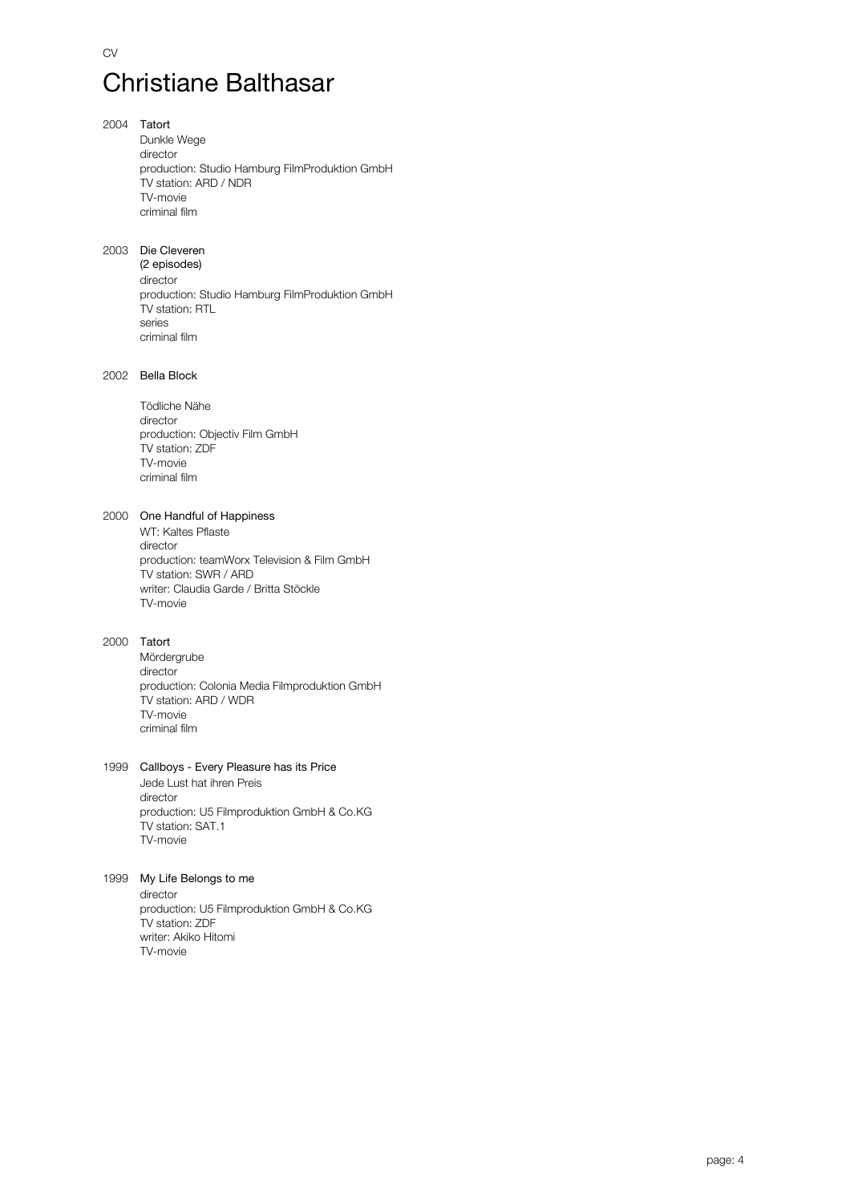CV

# Christiane Balthasar

2004 **Tatort**
Dunkle Wege
director
production: Studio Hamburg FilmProduktion GmbH
TV station: ARD / NDR
TV-movie
criminal film

2003 **Die Cleveren**
(2 episodes)
director
production: Studio Hamburg FilmProduktion GmbH
TV station: RTL
series
criminal film

2002 **Bella Block**

Tödliche Nähe
director
production: Objectiv Film GmbH
TV station: ZDF
TV-movie
criminal film

2000 **One Handful of Happiness**
WT: Kaltes Pflaste
director
production: teamWorx Television & Film GmbH
TV station: SWR / ARD
writer: Claudia Garde / Britta Stöckle
TV-movie

2000 **Tatort**
Mördergrube
director
production: Colonia Media Filmproduktion GmbH
TV station: ARD / WDR
TV-movie
criminal film

1999 **Callboys - Every Pleasure has its Price**
Jede Lust hat ihren Preis
director
production: U5 Filmproduktion GmbH & Co.KG
TV station: SAT.1
TV-movie

1999 **My Life Belongs to me**
director
production: U5 Filmproduktion GmbH & Co.KG
TV station: ZDF
writer: Akiko Hitomi
TV-movie